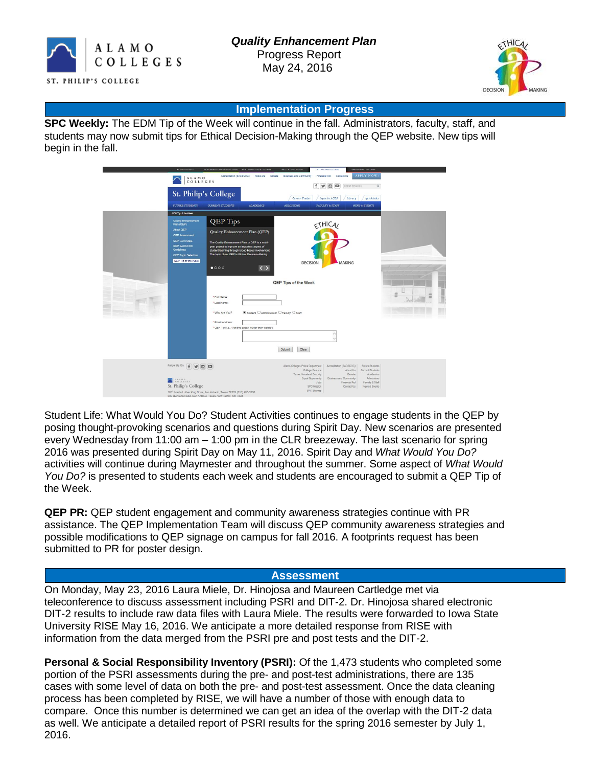# *Quality Enhancement Plan*

Progress Report
May 24, 2016

## Implementation Progress

**SPC Weekly:** The EDM Tip of the Week will continue in the fall. Administrators, faculty, staff, and students may now submit tips for Ethical Decision-Making through the QEP website. New tips will begin in the fall.

Student Life: What Would You Do? Student Activities continues to engage students in the QEP by posing thought-provoking scenarios and questions during Spirit Day. New scenarios are presented every Wednesday from 11:00 am – 1:00 pm in the CLR breezeway. The last scenario for spring 2016 was presented during Spirit Day on May 11, 2016. Spirit Day and *What Would You Do?* activities will continue during Maymester and throughout the summer. Some aspect of *What Would You Do?* is presented to students each week and students are encouraged to submit a QEP Tip of the Week.

**QEP PR:** QEP student engagement and community awareness strategies continue with PR assistance. The QEP Implementation Team will discuss QEP community awareness strategies and possible modifications to QEP signage on campus for fall 2016. A footprints request has been submitted to PR for poster design.

## Assessment

On Monday, May 23, 2016 Laura Miele, Dr. Hinojosa and Maureen Cartledge met via teleconference to discuss assessment including PSRI and DIT-2. Dr. Hinojosa shared electronic DIT-2 results to include raw data files with Laura Miele. The results were forwarded to Iowa State University RISE May 16, 2016. We anticipate a more detailed response from RISE with information from the data merged from the PSRI pre and post tests and the DIT-2.

**Personal & Social Responsibility Inventory (PSRI):** Of the 1,473 students who completed some portion of the PSRI assessments during the pre- and post-test administrations, there are 135 cases with some level of data on both the pre- and post-test assessment. Once the data cleaning process has been completed by RISE, we will have a number of those with enough data to compare. Once this number is determined we can get an idea of the overlap with the DIT-2 data as well. We anticipate a detailed report of PSRI results for the spring 2016 semester by July 1, 2016.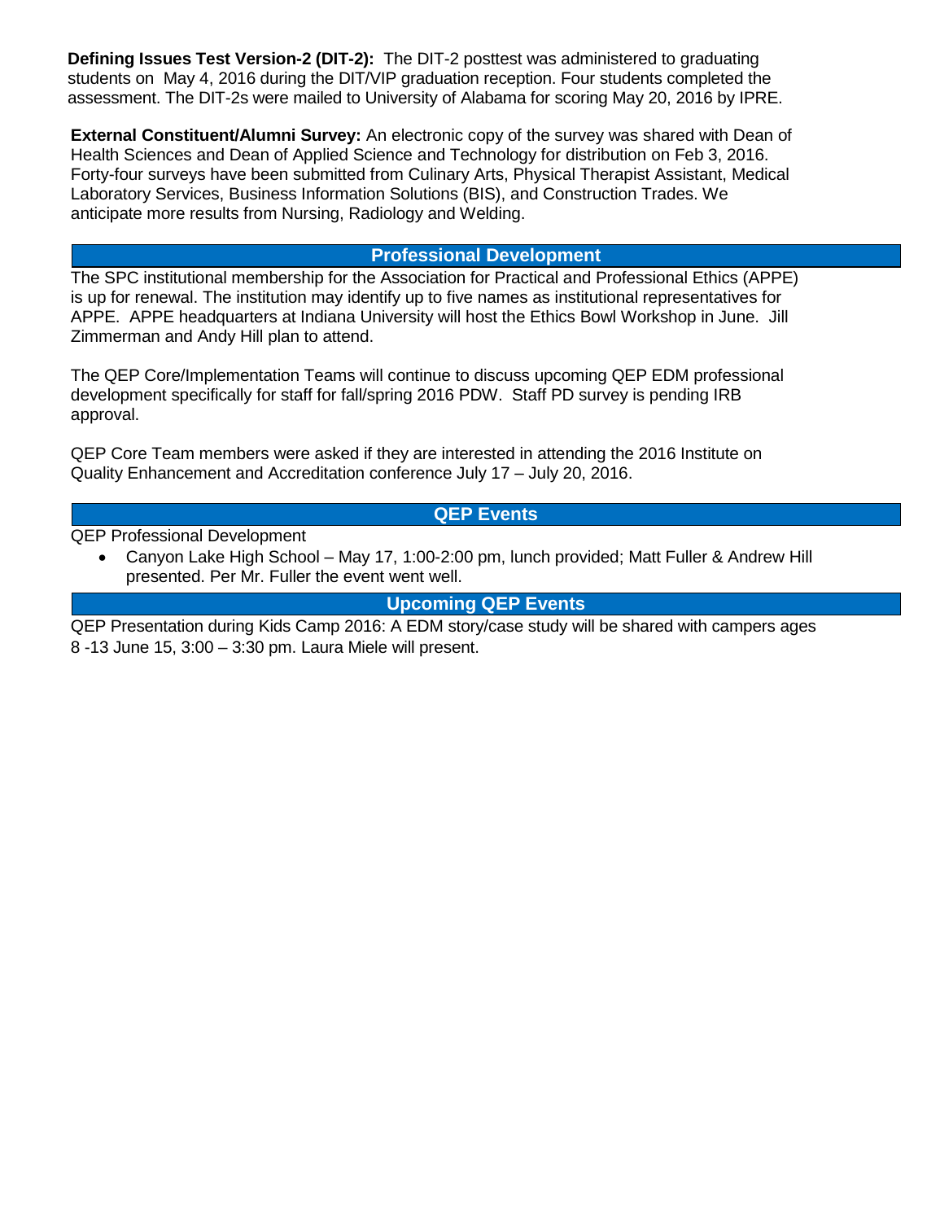**Defining Issues Test Version-2 (DIT-2):** The DIT-2 posttest was administered to graduating students on May 4, 2016 during the DIT/VIP graduation reception. Four students completed the assessment. The DIT-2s were mailed to University of Alabama for scoring May 20, 2016 by IPRE.

**External Constituent/Alumni Survey:** An electronic copy of the survey was shared with Dean of Health Sciences and Dean of Applied Science and Technology for distribution on Feb 3, 2016. Forty-four surveys have been submitted from Culinary Arts, Physical Therapist Assistant, Medical Laboratory Services, Business Information Solutions (BIS), and Construction Trades. We anticipate more results from Nursing, Radiology and Welding.

## Professional Development

The SPC institutional membership for the Association for Practical and Professional Ethics (APPE) is up for renewal. The institution may identify up to five names as institutional representatives for APPE. APPE headquarters at Indiana University will host the Ethics Bowl Workshop in June. Jill Zimmerman and Andy Hill plan to attend.

The QEP Core/Implementation Teams will continue to discuss upcoming QEP EDM professional development specifically for staff for fall/spring 2016 PDW. Staff PD survey is pending IRB approval.

QEP Core Team members were asked if they are interested in attending the 2016 Institute on Quality Enhancement and Accreditation conference July 17 – July 20, 2016.

## QEP Events

QEP Professional Development

- Canyon Lake High School – May 17, 1:00-2:00 pm, lunch provided; Matt Fuller & Andrew Hill presented. Per Mr. Fuller the event went well.

## Upcoming QEP Events

QEP Presentation during Kids Camp 2016: A EDM story/case study will be shared with campers ages 8 -13 June 15, 3:00 – 3:30 pm. Laura Miele will present.